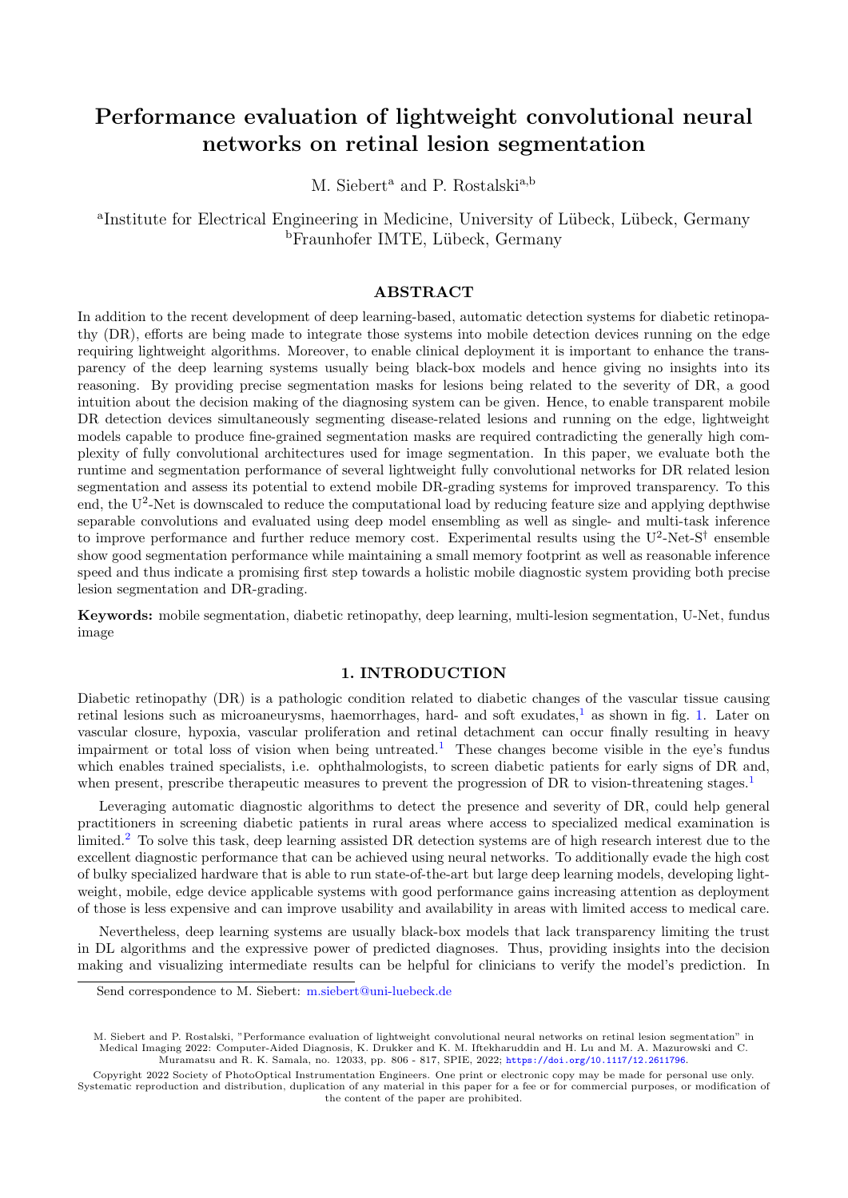# Performance evaluation of lightweight convolutional neural networks on retinal lesion segmentation

M. Siebert[a] and P. Rostalski[a,b]

[a]Institute for Electrical Engineering in Medicine, University of Lübeck, Lübeck, Germany
[b]Fraunhofer IMTE, Lübeck, Germany

## ABSTRACT

In addition to the recent development of deep learning-based, automatic detection systems for diabetic retinopathy (DR), efforts are being made to integrate those systems into mobile detection devices running on the edge requiring lightweight algorithms. Moreover, to enable clinical deployment it is important to enhance the transparency of the deep learning systems usually being black-box models and hence giving no insights into its reasoning. By providing precise segmentation masks for lesions being related to the severity of DR, a good intuition about the decision making of the diagnosing system can be given. Hence, to enable transparent mobile DR detection devices simultaneously segmenting disease-related lesions and running on the edge, lightweight models capable to produce fine-grained segmentation masks are required contradicting the generally high complexity of fully convolutional architectures used for image segmentation. In this paper, we evaluate both the runtime and segmentation performance of several lightweight fully convolutional networks for DR related lesion segmentation and assess its potential to extend mobile DR-grading systems for improved transparency. To this end, the $U^2$-Net is downscaled to reduce the computational load by reducing feature size and applying depthwise separable convolutions and evaluated using deep model ensembling as well as single- and multi-task inference to improve performance and further reduce memory cost. Experimental results using the $U^2$-Net-S$^\dagger$ ensemble show good segmentation performance while maintaining a small memory footprint as well as reasonable inference speed and thus indicate a promising first step towards a holistic mobile diagnostic system providing both precise lesion segmentation and DR-grading.

**Keywords:** mobile segmentation, diabetic retinopathy, deep learning, multi-lesion segmentation, U-Net, fundus image

## 1. INTRODUCTION

Diabetic retinopathy (DR) is a pathologic condition related to diabetic changes of the vascular tissue causing retinal lesions such as microaneurysms, haemorrhages, hard- and soft exudates,[1] as shown in fig. 1. Later on vascular closure, hypoxia, vascular proliferation and retinal detachment can occur finally resulting in heavy impairment or total loss of vision when being untreated.[1] These changes become visible in the eye's fundus which enables trained specialists, i.e. ophthalmologists, to screen diabetic patients for early signs of DR and, when present, prescribe therapeutic measures to prevent the progression of DR to vision-threatening stages.[1]

Leveraging automatic diagnostic algorithms to detect the presence and severity of DR, could help general practitioners in screening diabetic patients in rural areas where access to specialized medical examination is limited.[2] To solve this task, deep learning assisted DR detection systems are of high research interest due to the excellent diagnostic performance that can be achieved using neural networks. To additionally evade the high cost of bulky specialized hardware that is able to run state-of-the-art but large deep learning models, developing lightweight, mobile, edge device applicable systems with good performance gains increasing attention as deployment of those is less expensive and can improve usability and availability in areas with limited access to medical care.

Nevertheless, deep learning systems are usually black-box models that lack transparency limiting the trust in DL algorithms and the expressive power of predicted diagnoses. Thus, providing insights into the decision making and visualizing intermediate results can be helpful for clinicians to verify the model's prediction. In

Send correspondence to M. Siebert: m.siebert@uni-luebeck.de

M. Siebert and P. Rostalski, "Performance evaluation of lightweight convolutional neural networks on retinal lesion segmentation" in Medical Imaging 2022: Computer-Aided Diagnosis, K. Drukker and K. M. Iftekharuddin and H. Lu and M. A. Mazurowski and C. Muramatsu and R. K. Samala, no. 12033, pp. 806 - 817, SPIE, 2022; https://doi.org/10.1117/12.2611796.

Copyright 2022 Society of PhotoOptical Instrumentation Engineers. One print or electronic copy may be made for personal use only. Systematic reproduction and distribution, duplication of any material in this paper for a fee or for commercial purposes, or modification of the content of the paper are prohibited.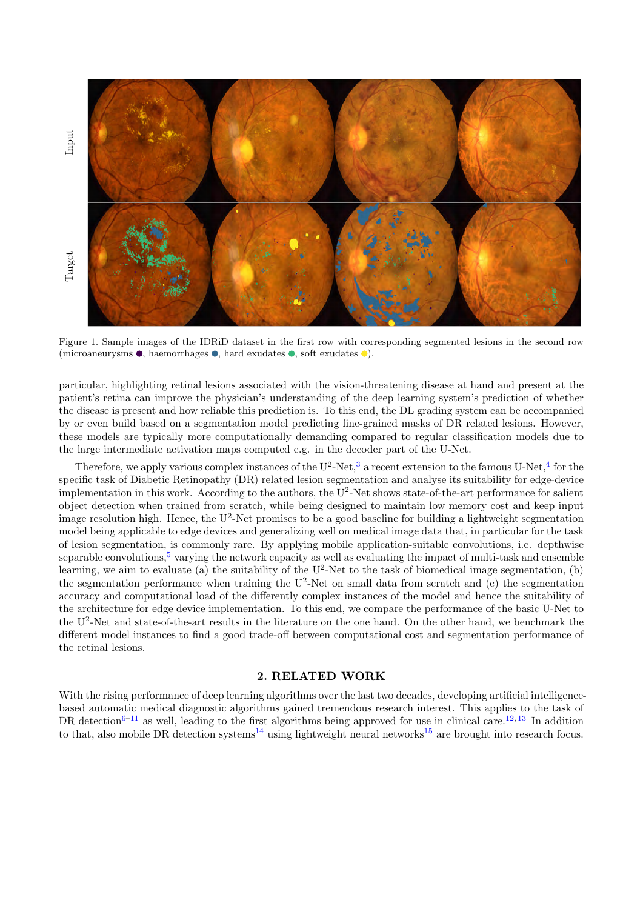Figure 1. Sample images of the IDRiD dataset in the first row with corresponding segmented lesions in the second row (microaneurysms ●, haemorrhages ●, hard exudates ●, soft exudates ●).

particular, highlighting retinal lesions associated with the vision-threatening disease at hand and present at the patient's retina can improve the physician's understanding of the deep learning system's prediction of whether the disease is present and how reliable this prediction is. To this end, the DL grading system can be accompanied by or even build based on a segmentation model predicting fine-grained masks of DR related lesions. However, these models are typically more computationally demanding compared to regular classification models due to the large intermediate activation maps computed e.g. in the decoder part of the U-Net.

Therefore, we apply various complex instances of the U$^2$-Net,[3] a recent extension to the famous U-Net,[4] for the specific task of Diabetic Retinopathy (DR) related lesion segmentation and analyse its suitability for edge-device implementation in this work. According to the authors, the U$^2$-Net shows state-of-the-art performance for salient object detection when trained from scratch, while being designed to maintain low memory cost and keep input image resolution high. Hence, the U$^2$-Net promises to be a good baseline for building a lightweight segmentation model being applicable to edge devices and generalizing well on medical image data that, in particular for the task of lesion segmentation, is commonly rare. By applying mobile application-suitable convolutions, i.e. depthwise separable convolutions,[5] varying the network capacity as well as evaluating the impact of multi-task and ensemble learning, we aim to evaluate (a) the suitability of the U$^2$-Net to the task of biomedical image segmentation, (b) the segmentation performance when training the U$^2$-Net on small data from scratch and (c) the segmentation accuracy and computational load of the differently complex instances of the model and hence the suitability of the architecture for edge device implementation. To this end, we compare the performance of the basic U-Net to the U$^2$-Net and state-of-the-art results in the literature on the one hand. On the other hand, we benchmark the different model instances to find a good trade-off between computational cost and segmentation performance of the retinal lesions.

## 2. RELATED WORK

With the rising performance of deep learning algorithms over the last two decades, developing artificial intelligence-based automatic medical diagnostic algorithms gained tremendous research interest. This applies to the task of DR detection[6–11] as well, leading to the first algorithms being approved for use in clinical care.[12,13] In addition to that, also mobile DR detection systems[14] using lightweight neural networks[15] are brought into research focus.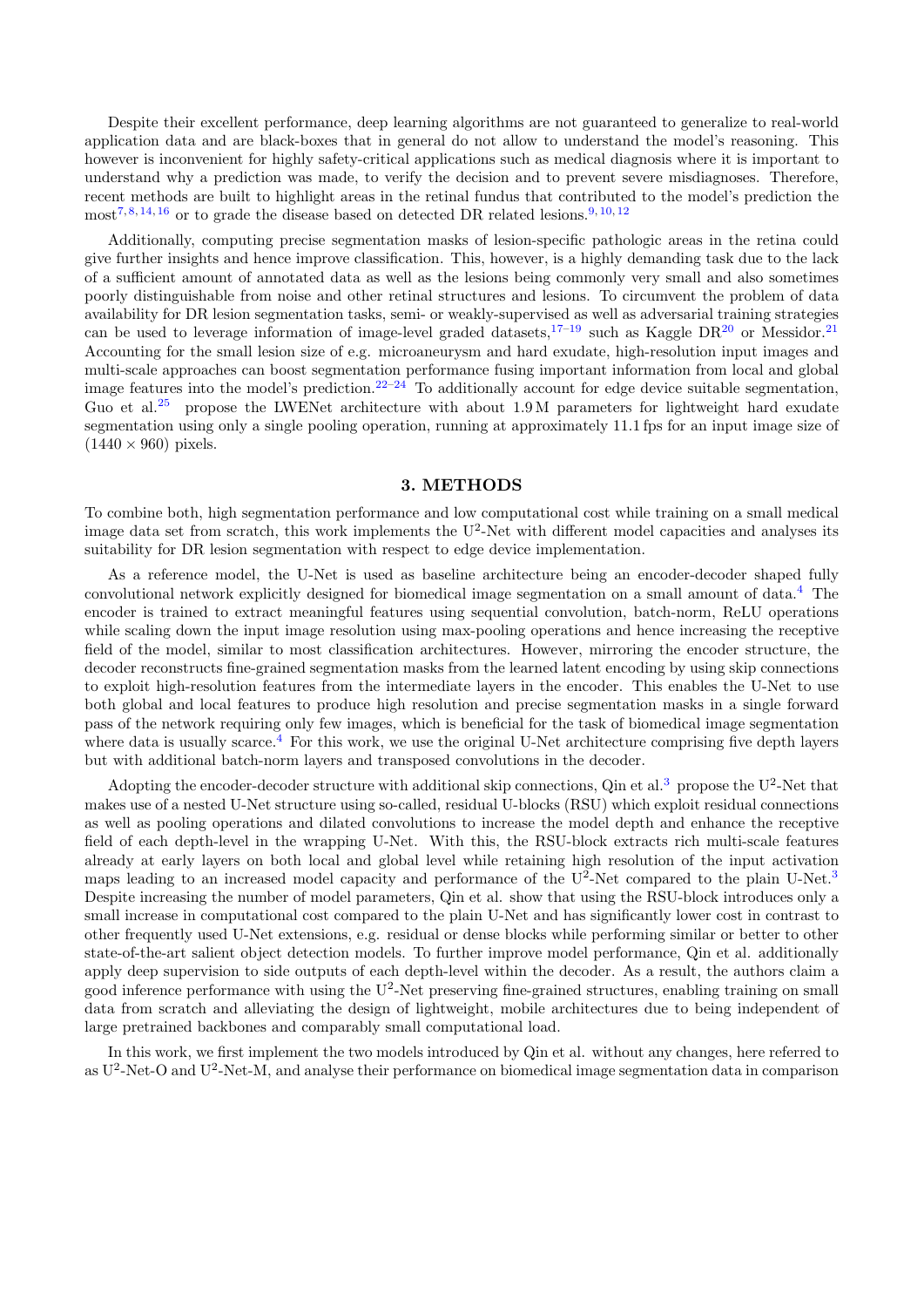Despite their excellent performance, deep learning algorithms are not guaranteed to generalize to real-world application data and are black-boxes that in general do not allow to understand the model's reasoning. This however is inconvenient for highly safety-critical applications such as medical diagnosis where it is important to understand why a prediction was made, to verify the decision and to prevent severe misdiagnoses. Therefore, recent methods are built to highlight areas in the retinal fundus that contributed to the model's prediction the most[7,8,14,16] or to grade the disease based on detected DR related lesions.[9,10,12]

Additionally, computing precise segmentation masks of lesion-specific pathologic areas in the retina could give further insights and hence improve classification. This, however, is a highly demanding task due to the lack of a sufficient amount of annotated data as well as the lesions being commonly very small and also sometimes poorly distinguishable from noise and other retinal structures and lesions. To circumvent the problem of data availability for DR lesion segmentation tasks, semi- or weakly-supervised as well as adversarial training strategies can be used to leverage information of image-level graded datasets,[17–19] such as Kaggle DR[20] or Messidor.[21] Accounting for the small lesion size of e.g. microaneurysm and hard exudate, high-resolution input images and multi-scale approaches can boost segmentation performance fusing important information from local and global image features into the model's prediction.[22–24] To additionally account for edge device suitable segmentation, Guo et al.[25] propose the LWENet architecture with about 1.9 M parameters for lightweight hard exudate segmentation using only a single pooling operation, running at approximately 11.1 fps for an input image size of $(1440 \times 960)$ pixels.

## 3. METHODS

To combine both, high segmentation performance and low computational cost while training on a small medical image data set from scratch, this work implements the U$^2$-Net with different model capacities and analyses its suitability for DR lesion segmentation with respect to edge device implementation.

As a reference model, the U-Net is used as baseline architecture being an encoder-decoder shaped fully convolutional network explicitly designed for biomedical image segmentation on a small amount of data.[4] The encoder is trained to extract meaningful features using sequential convolution, batch-norm, ReLU operations while scaling down the input image resolution using max-pooling operations and hence increasing the receptive field of the model, similar to most classification architectures. However, mirroring the encoder structure, the decoder reconstructs fine-grained segmentation masks from the learned latent encoding by using skip connections to exploit high-resolution features from the intermediate layers in the encoder. This enables the U-Net to use both global and local features to produce high resolution and precise segmentation masks in a single forward pass of the network requiring only few images, which is beneficial for the task of biomedical image segmentation where data is usually scarce.[4] For this work, we use the original U-Net architecture comprising five depth layers but with additional batch-norm layers and transposed convolutions in the decoder.

Adopting the encoder-decoder structure with additional skip connections, Qin et al.[3] propose the U$^2$-Net that makes use of a nested U-Net structure using so-called, residual U-blocks (RSU) which exploit residual connections as well as pooling operations and dilated convolutions to increase the model depth and enhance the receptive field of each depth-level in the wrapping U-Net. With this, the RSU-block extracts rich multi-scale features already at early layers on both local and global level while retaining high resolution of the input activation maps leading to an increased model capacity and performance of the U$^2$-Net compared to the plain U-Net.[3] Despite increasing the number of model parameters, Qin et al. show that using the RSU-block introduces only a small increase in computational cost compared to the plain U-Net and has significantly lower cost in contrast to other frequently used U-Net extensions, e.g. residual or dense blocks while performing similar or better to other state-of-the-art salient object detection models. To further improve model performance, Qin et al. additionally apply deep supervision to side outputs of each depth-level within the decoder. As a result, the authors claim a good inference performance with using the U$^2$-Net preserving fine-grained structures, enabling training on small data from scratch and alleviating the design of lightweight, mobile architectures due to being independent of large pretrained backbones and comparably small computational load.

In this work, we first implement the two models introduced by Qin et al. without any changes, here referred to as U$^2$-Net-O and U$^2$-Net-M, and analyse their performance on biomedical image segmentation data in comparison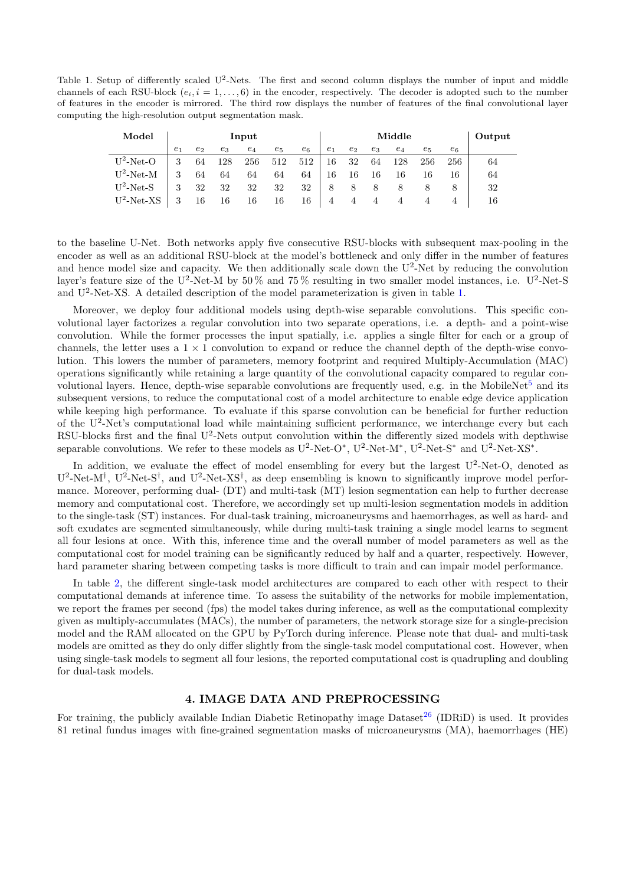Table 1. Setup of differently scaled U$^2$-Nets. The first and second column displays the number of input and middle channels of each RSU-block ($e_i, i = 1, \ldots, 6$) in the encoder, respectively. The decoder is adopted such to the number of features in the encoder is mirrored. The third row displays the number of features of the final convolutional layer computing the high-resolution output segmentation mask.

| **Model** | **Input** | | | | | | **Middle** | | | | | | **Output** |
|---|---|---|---|---|---|---|---|---|---|---|---|---|---|
| | $e_1$ | $e_2$ | $e_3$ | $e_4$ | $e_5$ | $e_6$ | $e_1$ | $e_2$ | $e_3$ | $e_4$ | $e_5$ | $e_6$ | |
| U$^2$-Net-O | 3 | 64 | 128 | 256 | 512 | 512 | 16 | 32 | 64 | 128 | 256 | 256 | 64 |
| U$^2$-Net-M | 3 | 64 | 64 | 64 | 64 | 64 | 16 | 16 | 16 | 16 | 16 | 16 | 64 |
| U$^2$-Net-S | 3 | 32 | 32 | 32 | 32 | 32 | 8 | 8 | 8 | 8 | 8 | 8 | 32 |
| U$^2$-Net-XS | 3 | 16 | 16 | 16 | 16 | 16 | 4 | 4 | 4 | 4 | 4 | 4 | 16 |

to the baseline U-Net. Both networks apply five consecutive RSU-blocks with subsequent max-pooling in the encoder as well as an additional RSU-block at the model's bottleneck and only differ in the number of features and hence model size and capacity. We then additionally scale down the U$^2$-Net by reducing the convolution layer's feature size of the U$^2$-Net-M by 50 % and 75 % resulting in two smaller model instances, i.e. U$^2$-Net-S and U$^2$-Net-XS. A detailed description of the model parameterization is given in table 1.

Moreover, we deploy four additional models using depth-wise separable convolutions. This specific convolutional layer factorizes a regular convolution into two separate operations, i.e. a depth- and a point-wise convolution. While the former processes the input spatially, i.e. applies a single filter for each or a group of channels, the letter uses a $1 \times 1$ convolution to expand or reduce the channel depth of the depth-wise convolution. This lowers the number of parameters, memory footprint and required Multiply-Accumulation (MAC) operations significantly while retaining a large quantity of the convolutional capacity compared to regular convolutional layers. Hence, depth-wise separable convolutions are frequently used, e.g. in the MobileNet[5] and its subsequent versions, to reduce the computational cost of a model architecture to enable edge device application while keeping high performance. To evaluate if this sparse convolution can be beneficial for further reduction of the U$^2$-Net's computational load while maintaining sufficient performance, we interchange every but each RSU-blocks first and the final U$^2$-Nets output convolution within the differently sized models with depthwise separable convolutions. We refer to these models as U$^2$-Net-O$^*$, U$^2$-Net-M$^*$, U$^2$-Net-S$^*$ and U$^2$-Net-XS$^*$.

In addition, we evaluate the effect of model ensembling for every but the largest U$^2$-Net-O, denoted as U$^2$-Net-M$^\dagger$, U$^2$-Net-S$^\dagger$, and U$^2$-Net-XS$^\dagger$, as deep ensembling is known to significantly improve model performance. Moreover, performing dual- (DT) and multi-task (MT) lesion segmentation can help to further decrease memory and computational cost. Therefore, we accordingly set up multi-lesion segmentation models in addition to the single-task (ST) instances. For dual-task training, microaneurysms and haemorrhages, as well as hard- and soft exudates are segmented simultaneously, while during multi-task training a single model learns to segment all four lesions at once. With this, inference time and the overall number of model parameters as well as the computational cost for model training can be significantly reduced by half and a quarter, respectively. However, hard parameter sharing between competing tasks is more difficult to train and can impair model performance.

In table 2, the different single-task model architectures are compared to each other with respect to their computational demands at inference time. To assess the suitability of the networks for mobile implementation, we report the frames per second (fps) the model takes during inference, as well as the computational complexity given as multiply-accumulates (MACs), the number of parameters, the network storage size for a single-precision model and the RAM allocated on the GPU by PyTorch during inference. Please note that dual- and multi-task models are omitted as they do only differ slightly from the single-task model computational cost. However, when using single-task models to segment all four lesions, the reported computational cost is quadrupling and doubling for dual-task models.

## 4. IMAGE DATA AND PREPROCESSING

For training, the publicly available Indian Diabetic Retinopathy image Dataset[26] (IDRiD) is used. It provides 81 retinal fundus images with fine-grained segmentation masks of microaneurysms (MA), haemorrhages (HE)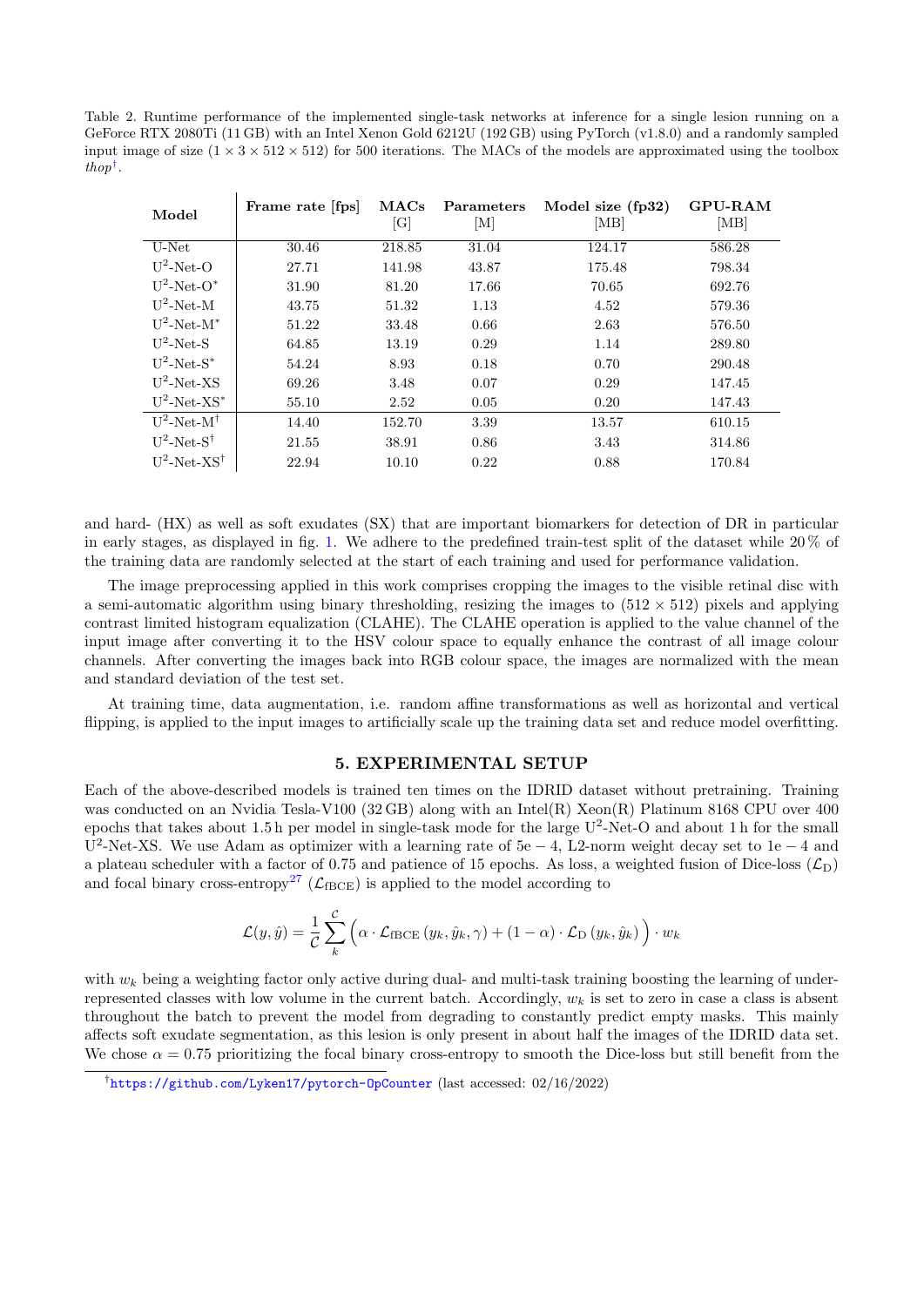Table 2. Runtime performance of the implemented single-task networks at inference for a single lesion running on a GeForce RTX 2080Ti (11 GB) with an Intel Xenon Gold 6212U (192 GB) using PyTorch (v1.8.0) and a randomly sampled input image of size $(1 \times 3 \times 512 \times 512)$ for 500 iterations. The MACs of the models are approximated using the toolbox *thop*[†].

| **Model** | **Frame rate [fps]** | **MACs** [G] | **Parameters** [M] | **Model size (fp32)** [MB] | **GPU-RAM** [MB] |
|---|---|---|---|---|---|
| U-Net | 30.46 | 218.85 | 31.04 | 124.17 | 586.28 |
| $U^2$-Net-O | 27.71 | 141.98 | 43.87 | 175.48 | 798.34 |
| $U^2$-Net-O$^*$ | 31.90 | 81.20 | 17.66 | 70.65 | 692.76 |
| $U^2$-Net-M | 43.75 | 51.32 | 1.13 | 4.52 | 579.36 |
| $U^2$-Net-M$^*$ | 51.22 | 33.48 | 0.66 | 2.63 | 576.50 |
| $U^2$-Net-S | 64.85 | 13.19 | 0.29 | 1.14 | 289.80 |
| $U^2$-Net-S$^*$ | 54.24 | 8.93 | 0.18 | 0.70 | 290.48 |
| $U^2$-Net-XS | 69.26 | 3.48 | 0.07 | 0.29 | 147.45 |
| $U^2$-Net-XS$^*$ | 55.10 | 2.52 | 0.05 | 0.20 | 147.43 |
| $U^2$-Net-M$^\dagger$ | 14.40 | 152.70 | 3.39 | 13.57 | 610.15 |
| $U^2$-Net-S$^\dagger$ | 21.55 | 38.91 | 0.86 | 3.43 | 314.86 |
| $U^2$-Net-XS$^\dagger$ | 22.94 | 10.10 | 0.22 | 0.88 | 170.84 |

and hard- (HX) as well as soft exudates (SX) that are important biomarkers for detection of DR in particular in early stages, as displayed in fig. 1. We adhere to the predefined train-test split of the dataset while 20 % of the training data are randomly selected at the start of each training and used for performance validation.

The image preprocessing applied in this work comprises cropping the images to the visible retinal disc with a semi-automatic algorithm using binary thresholding, resizing the images to $(512 \times 512)$ pixels and applying contrast limited histogram equalization (CLAHE). The CLAHE operation is applied to the value channel of the input image after converting it to the HSV colour space to equally enhance the contrast of all image colour channels. After converting the images back into RGB colour space, the images are normalized with the mean and standard deviation of the test set.

At training time, data augmentation, i.e. random affine transformations as well as horizontal and vertical flipping, is applied to the input images to artificially scale up the training data set and reduce model overfitting.

## 5. EXPERIMENTAL SETUP

Each of the above-described models is trained ten times on the IDRID dataset without pretraining. Training was conducted on an Nvidia Tesla-V100 (32 GB) along with an Intel(R) Xeon(R) Platinum 8168 CPU over 400 epochs that takes about 1.5 h per model in single-task mode for the large $U^2$-Net-O and about 1 h for the small $U^2$-Net-XS. We use Adam as optimizer with a learning rate of $5e-4$, L2-norm weight decay set to $1e-4$ and a plateau scheduler with a factor of 0.75 and patience of 15 epochs. As loss, a weighted fusion of Dice-loss ($\mathcal{L}_{\mathrm{D}}$) and focal binary cross-entropy[27] ($\mathcal{L}_{\mathrm{fBCE}}$) is applied to the model according to

$$\mathcal{L}(y, \hat{y}) = \frac{1}{\mathcal{C}} \sum_{k}^{\mathcal{C}} \Big( \alpha \cdot \mathcal{L}_{\mathrm{fBCE}}\left(y_k, \hat{y}_k, \gamma\right) + (1-\alpha) \cdot \mathcal{L}_{\mathrm{D}}\left(y_k, \hat{y}_k\right) \Big) \cdot w_k$$

with $w_k$ being a weighting factor only active during dual- and multi-task training boosting the learning of under-represented classes with low volume in the current batch. Accordingly, $w_k$ is set to zero in case a class is absent throughout the batch to prevent the model from degrading to constantly predict empty masks. This mainly affects soft exudate segmentation, as this lesion is only present in about half the images of the IDRID data set. We chose $\alpha = 0.75$ prioritizing the focal binary cross-entropy to smooth the Dice-loss but still benefit from the

[†] https://github.com/Lyken17/pytorch-OpCounter (last accessed: 02/16/2022)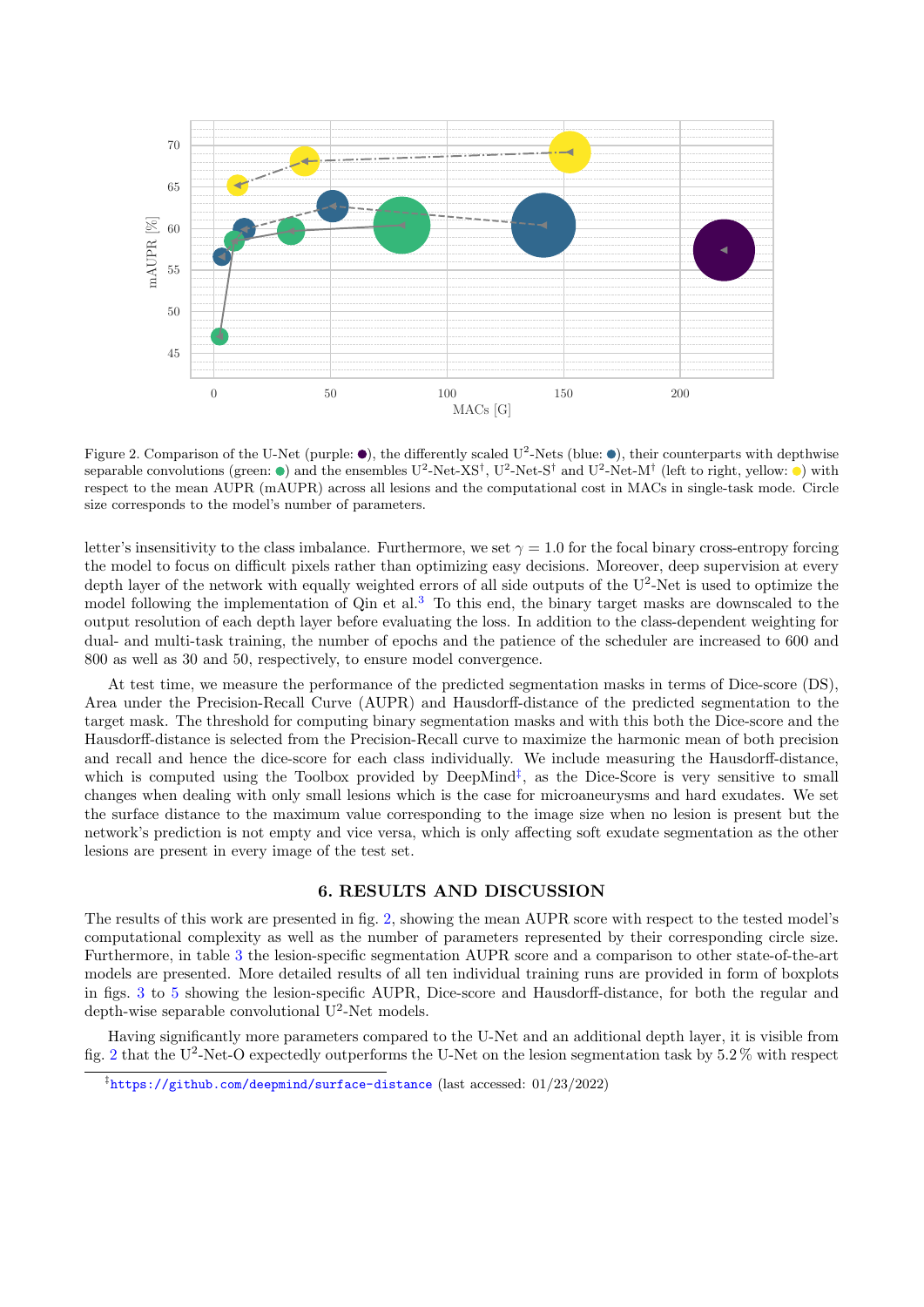Figure 2. Comparison of the U-Net (purple: ●), the differently scaled U$^2$-Nets (blue: ●), their counterparts with depthwise separable convolutions (green: ●) and the ensembles U$^2$-Net-XS$^\dagger$, U$^2$-Net-S$^\dagger$ and U$^2$-Net-M$^\dagger$ (left to right, yellow: ●) with respect to the mean AUPR (mAUPR) across all lesions and the computational cost in MACs in single-task mode. Circle size corresponds to the model's number of parameters.

letter's insensitivity to the class imbalance. Furthermore, we set $\gamma = 1.0$ for the focal binary cross-entropy forcing the model to focus on difficult pixels rather than optimizing easy decisions. Moreover, deep supervision at every depth layer of the network with equally weighted errors of all side outputs of the U$^2$-Net is used to optimize the model following the implementation of Qin et al.[3] To this end, the binary target masks are downscaled to the output resolution of each depth layer before evaluating the loss. In addition to the class-dependent weighting for dual- and multi-task training, the number of epochs and the patience of the scheduler are increased to 600 and 800 as well as 30 and 50, respectively, to ensure model convergence.

At test time, we measure the performance of the predicted segmentation masks in terms of Dice-score (DS), Area under the Precision-Recall Curve (AUPR) and Hausdorff-distance of the predicted segmentation to the target mask. The threshold for computing binary segmentation masks and with this both the Dice-score and the Hausdorff-distance is selected from the Precision-Recall curve to maximize the harmonic mean of both precision and recall and hence the dice-score for each class individually. We include measuring the Hausdorff-distance, which is computed using the Toolbox provided by DeepMind[‡], as the Dice-Score is very sensitive to small changes when dealing with only small lesions which is the case for microaneurysms and hard exudates. We set the surface distance to the maximum value corresponding to the image size when no lesion is present but the network's prediction is not empty and vice versa, which is only affecting soft exudate segmentation as the other lesions are present in every image of the test set.

## 6. RESULTS AND DISCUSSION

The results of this work are presented in fig. 2, showing the mean AUPR score with respect to the tested model's computational complexity as well as the number of parameters represented by their corresponding circle size. Furthermore, in table 3 the lesion-specific segmentation AUPR score and a comparison to other state-of-the-art models are presented. More detailed results of all ten individual training runs are provided in form of boxplots in figs. 3 to 5 showing the lesion-specific AUPR, Dice-score and Hausdorff-distance, for both the regular and depth-wise separable convolutional U$^2$-Net models.

Having significantly more parameters compared to the U-Net and an additional depth layer, it is visible from fig. 2 that the U$^2$-Net-O expectedly outperforms the U-Net on the lesion segmentation task by 5.2 % with respect

[‡]https://github.com/deepmind/surface-distance (last accessed: 01/23/2022)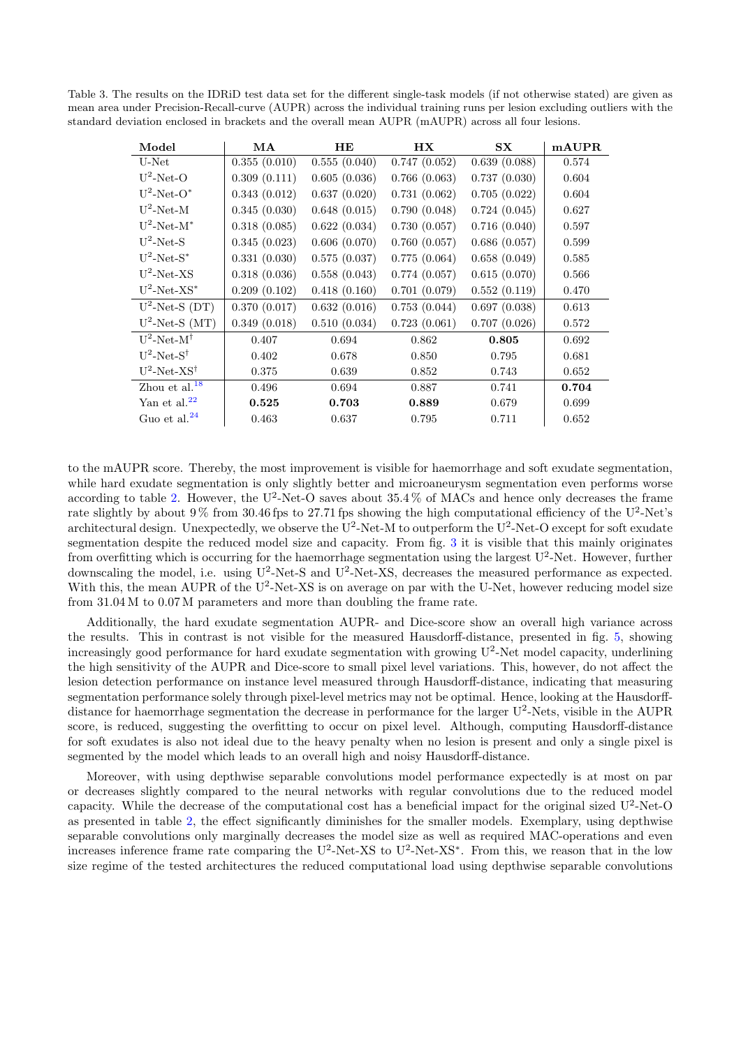Table 3. The results on the IDRiD test data set for the different single-task models (if not otherwise stated) are given as mean area under Precision-Recall-curve (AUPR) across the individual training runs per lesion excluding outliers with the standard deviation enclosed in brackets and the overall mean AUPR (mAUPR) across all four lesions.

| Model | MA | HE | HX | SX | mAUPR |
|---|---|---|---|---|---|
| U-Net | 0.355 (0.010) | 0.555 (0.040) | 0.747 (0.052) | 0.639 (0.088) | 0.574 |
| $U^2$-Net-O | 0.309 (0.111) | 0.605 (0.036) | 0.766 (0.063) | 0.737 (0.030) | 0.604 |
| $U^2$-Net-O$^*$ | 0.343 (0.012) | 0.637 (0.020) | 0.731 (0.062) | 0.705 (0.022) | 0.604 |
| $U^2$-Net-M | 0.345 (0.030) | 0.648 (0.015) | 0.790 (0.048) | 0.724 (0.045) | 0.627 |
| $U^2$-Net-M$^*$ | 0.318 (0.085) | 0.622 (0.034) | 0.730 (0.057) | 0.716 (0.040) | 0.597 |
| $U^2$-Net-S | 0.345 (0.023) | 0.606 (0.070) | 0.760 (0.057) | 0.686 (0.057) | 0.599 |
| $U^2$-Net-S$^*$ | 0.331 (0.030) | 0.575 (0.037) | 0.775 (0.064) | 0.658 (0.049) | 0.585 |
| $U^2$-Net-XS | 0.318 (0.036) | 0.558 (0.043) | 0.774 (0.057) | 0.615 (0.070) | 0.566 |
| $U^2$-Net-XS$^*$ | 0.209 (0.102) | 0.418 (0.160) | 0.701 (0.079) | 0.552 (0.119) | 0.470 |
| $U^2$-Net-S (DT) | 0.370 (0.017) | 0.632 (0.016) | 0.753 (0.044) | 0.697 (0.038) | 0.613 |
| $U^2$-Net-S (MT) | 0.349 (0.018) | 0.510 (0.034) | 0.723 (0.061) | 0.707 (0.026) | 0.572 |
| $U^2$-Net-M$^\dagger$ | 0.407 | 0.694 | 0.862 | **0.805** | 0.692 |
| $U^2$-Net-S$^\dagger$ | 0.402 | 0.678 | 0.850 | 0.795 | 0.681 |
| $U^2$-Net-XS$^\dagger$ | 0.375 | 0.639 | 0.852 | 0.743 | 0.652 |
| Zhou et al.[18] | 0.496 | 0.694 | 0.887 | 0.741 | **0.704** |
| Yan et al.[22] | **0.525** | **0.703** | **0.889** | 0.679 | 0.699 |
| Guo et al.[24] | 0.463 | 0.637 | 0.795 | 0.711 | 0.652 |

to the mAUPR score. Thereby, the most improvement is visible for haemorrhage and soft exudate segmentation, while hard exudate segmentation is only slightly better and microaneurysm segmentation even performs worse according to table 2. However, the $U^2$-Net-O saves about 35.4 % of MACs and hence only decreases the frame rate slightly by about 9 % from 30.46 fps to 27.71 fps showing the high computational efficiency of the $U^2$-Net's architectural design. Unexpectedly, we observe the $U^2$-Net-M to outperform the $U^2$-Net-O except for soft exudate segmentation despite the reduced model size and capacity. From fig. 3 it is visible that this mainly originates from overfitting which is occurring for the haemorrhage segmentation using the largest $U^2$-Net. However, further downscaling the model, i.e. using $U^2$-Net-S and $U^2$-Net-XS, decreases the measured performance as expected. With this, the mean AUPR of the $U^2$-Net-XS is on average on par with the U-Net, however reducing model size from 31.04 M to 0.07 M parameters and more than doubling the frame rate.

Additionally, the hard exudate segmentation AUPR- and Dice-score show an overall high variance across the results. This in contrast is not visible for the measured Hausdorff-distance, presented in fig. 5, showing increasingly good performance for hard exudate segmentation with growing $U^2$-Net model capacity, underlining the high sensitivity of the AUPR and Dice-score to small pixel level variations. This, however, do not affect the lesion detection performance on instance level measured through Hausdorff-distance, indicating that measuring segmentation performance solely through pixel-level metrics may not be optimal. Hence, looking at the Hausdorff-distance for haemorrhage segmentation the decrease in performance for the larger $U^2$-Nets, visible in the AUPR score, is reduced, suggesting the overfitting to occur on pixel level. Although, computing Hausdorff-distance for soft exudates is also not ideal due to the heavy penalty when no lesion is present and only a single pixel is segmented by the model which leads to an overall high and noisy Hausdorff-distance.

Moreover, with using depthwise separable convolutions model performance expectedly is at most on par or decreases slightly compared to the neural networks with regular convolutions due to the reduced model capacity. While the decrease of the computational cost has a beneficial impact for the original sized $U^2$-Net-O as presented in table 2, the effect significantly diminishes for the smaller models. Exemplary, using depthwise separable convolutions only marginally decreases the model size as well as required MAC-operations and even increases inference frame rate comparing the $U^2$-Net-XS to $U^2$-Net-XS$^*$. From this, we reason that in the low size regime of the tested architectures the reduced computational load using depthwise separable convolutions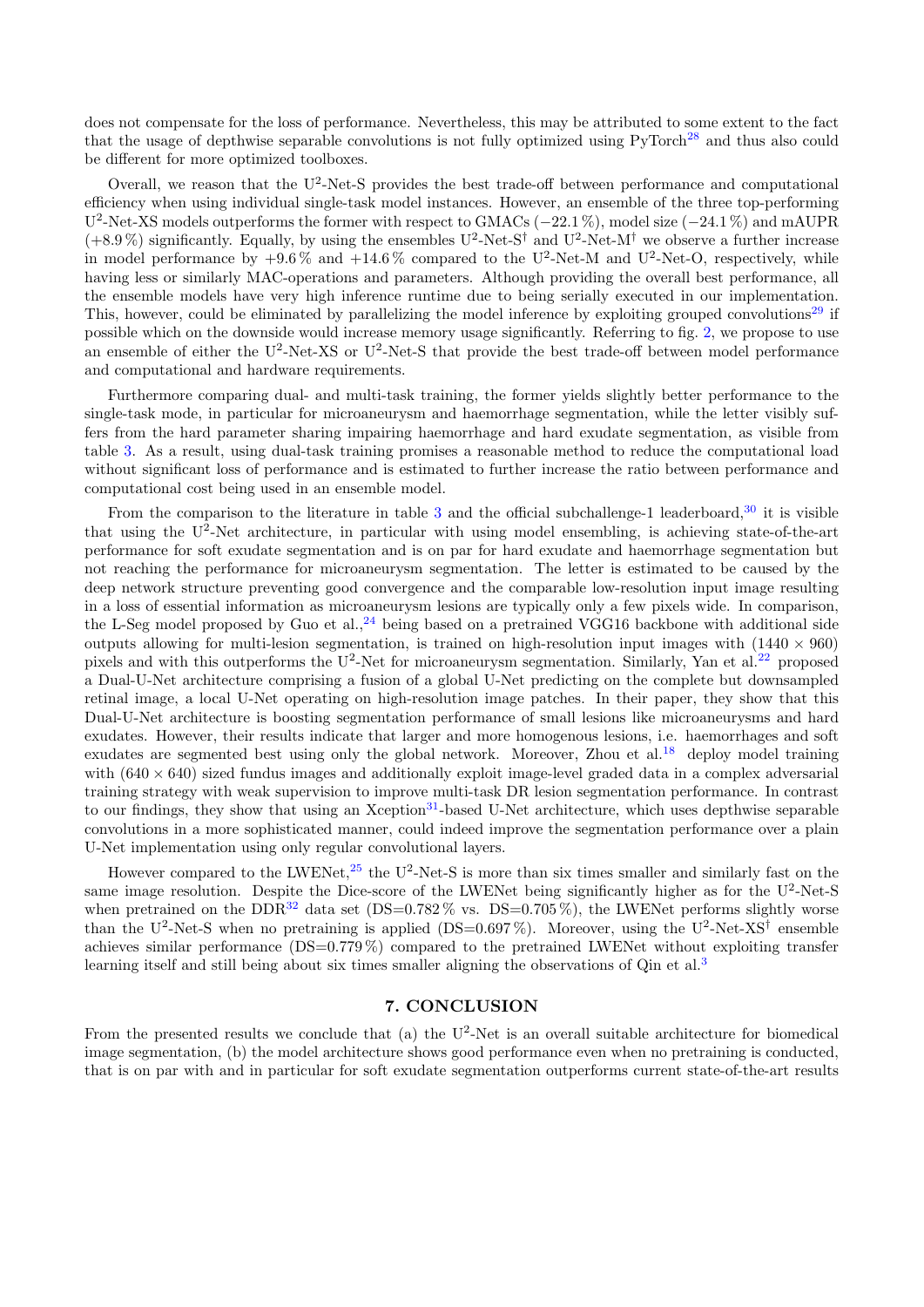does not compensate for the loss of performance. Nevertheless, this may be attributed to some extent to the fact that the usage of depthwise separable convolutions is not fully optimized using PyTorch[28] and thus also could be different for more optimized toolboxes.

Overall, we reason that the U$^2$-Net-S provides the best trade-off between performance and computational efficiency when using individual single-task model instances. However, an ensemble of the three top-performing U$^2$-Net-XS models outperforms the former with respect to GMACs (−22.1 %), model size (−24.1 %) and mAUPR (+8.9 %) significantly. Equally, by using the ensembles U$^2$-Net-S$^\dagger$ and U$^2$-Net-M$^\dagger$ we observe a further increase in model performance by +9.6 % and +14.6 % compared to the U$^2$-Net-M and U$^2$-Net-O, respectively, while having less or similarly MAC-operations and parameters. Although providing the overall best performance, all the ensemble models have very high inference runtime due to being serially executed in our implementation. This, however, could be eliminated by parallelizing the model inference by exploiting grouped convolutions[29] if possible which on the downside would increase memory usage significantly. Referring to fig. 2, we propose to use an ensemble of either the U$^2$-Net-XS or U$^2$-Net-S that provide the best trade-off between model performance and computational and hardware requirements.

Furthermore comparing dual- and multi-task training, the former yields slightly better performance to the single-task mode, in particular for microaneurysm and haemorrhage segmentation, while the letter visibly suffers from the hard parameter sharing impairing haemorrhage and hard exudate segmentation, as visible from table 3. As a result, using dual-task training promises a reasonable method to reduce the computational load without significant loss of performance and is estimated to further increase the ratio between performance and computational cost being used in an ensemble model.

From the comparison to the literature in table 3 and the official subchallenge-1 leaderboard,[30] it is visible that using the U$^2$-Net architecture, in particular with using model ensembling, is achieving state-of-the-art performance for soft exudate segmentation and is on par for hard exudate and haemorrhage segmentation but not reaching the performance for microaneurysm segmentation. The letter is estimated to be caused by the deep network structure preventing good convergence and the comparable low-resolution input image resulting in a loss of essential information as microaneurysm lesions are typically only a few pixels wide. In comparison, the L-Seg model proposed by Guo et al.,[24] being based on a pretrained VGG16 backbone with additional side outputs allowing for multi-lesion segmentation, is trained on high-resolution input images with $(1440 \times 960)$ pixels and with this outperforms the U$^2$-Net for microaneurysm segmentation. Similarly, Yan et al.[22] proposed a Dual-U-Net architecture comprising a fusion of a global U-Net predicting on the complete but downsampled retinal image, a local U-Net operating on high-resolution image patches. In their paper, they show that this Dual-U-Net architecture is boosting segmentation performance of small lesions like microaneurysms and hard exudates. However, their results indicate that larger and more homogenous lesions, i.e. haemorrhages and soft exudates are segmented best using only the global network. Moreover, Zhou et al.[18] deploy model training with $(640 \times 640)$ sized fundus images and additionally exploit image-level graded data in a complex adversarial training strategy with weak supervision to improve multi-task DR lesion segmentation performance. In contrast to our findings, they show that using an Xception[31]-based U-Net architecture, which uses depthwise separable convolutions in a more sophisticated manner, could indeed improve the segmentation performance over a plain U-Net implementation using only regular convolutional layers.

However compared to the LWENet,[25] the U$^2$-Net-S is more than six times smaller and similarly fast on the same image resolution. Despite the Dice-score of the LWENet being significantly higher as for the U$^2$-Net-S when pretrained on the DDR[32] data set (DS=0.782 % vs. DS=0.705 %), the LWENet performs slightly worse than the U$^2$-Net-S when no pretraining is applied (DS=0.697 %). Moreover, using the U$^2$-Net-XS$^\dagger$ ensemble achieves similar performance (DS=0.779 %) compared to the pretrained LWENet without exploiting transfer learning itself and still being about six times smaller aligning the observations of Qin et al.[3]

## 7. CONCLUSION

From the presented results we conclude that (a) the U$^2$-Net is an overall suitable architecture for biomedical image segmentation, (b) the model architecture shows good performance even when no pretraining is conducted, that is on par with and in particular for soft exudate segmentation outperforms current state-of-the-art results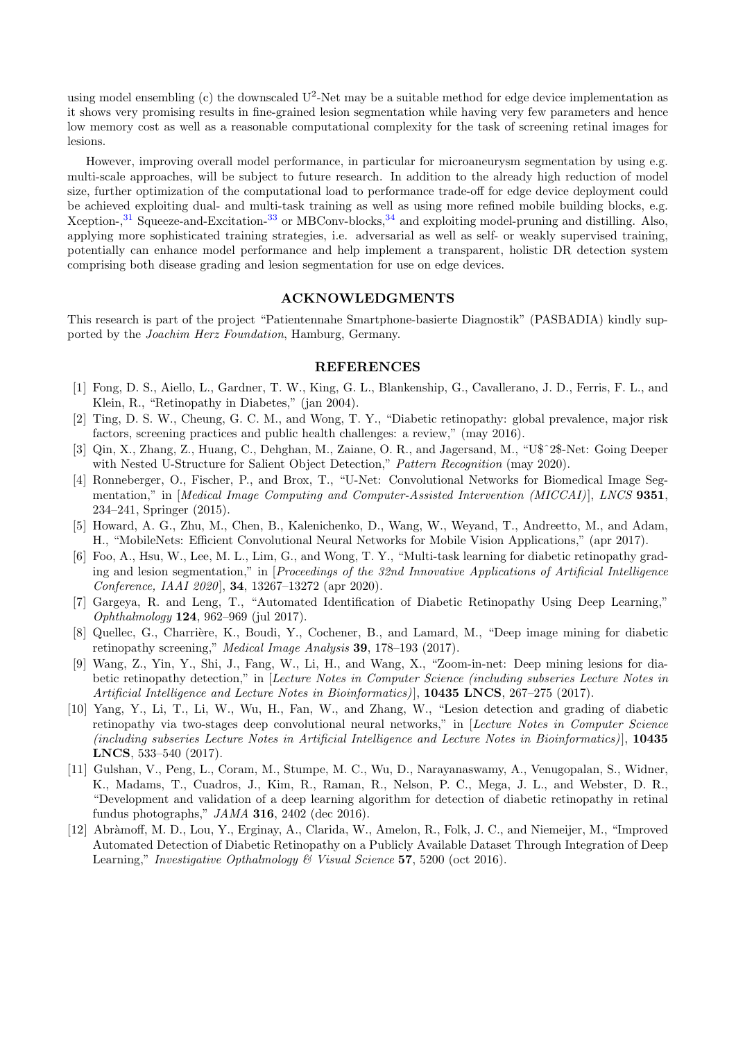using model ensembling (c) the downscaled $U^2$-Net may be a suitable method for edge device implementation as it shows very promising results in fine-grained lesion segmentation while having very few parameters and hence low memory cost as well as a reasonable computational complexity for the task of screening retinal images for lesions.

However, improving overall model performance, in particular for microaneurysm segmentation by using e.g. multi-scale approaches, will be subject to future research. In addition to the already high reduction of model size, further optimization of the computational load to performance trade-off for edge device deployment could be achieved exploiting dual- and multi-task training as well as using more refined mobile building blocks, e.g. Xception-,[31] Squeeze-and-Excitation-[33] or MBConv-blocks,[34] and exploiting model-pruning and distilling. Also, applying more sophisticated training strategies, i.e. adversarial as well as self- or weakly supervised training, potentially can enhance model performance and help implement a transparent, holistic DR detection system comprising both disease grading and lesion segmentation for use on edge devices.

## ACKNOWLEDGMENTS

This research is part of the project "Patientennahe Smartphone-basierte Diagnostik" (PASBADIA) kindly supported by the *Joachim Herz Foundation*, Hamburg, Germany.

## REFERENCES

[1] Fong, D. S., Aiello, L., Gardner, T. W., King, G. L., Blankenship, G., Cavallerano, J. D., Ferris, F. L., and Klein, R., "Retinopathy in Diabetes," (jan 2004).

[2] Ting, D. S. W., Cheung, G. C. M., and Wong, T. Y., "Diabetic retinopathy: global prevalence, major risk factors, screening practices and public health challenges: a review," (may 2016).

[3] Qin, X., Zhang, Z., Huang, C., Dehghan, M., Zaiane, O. R., and Jagersand, M., "U$ˆ2$-Net: Going Deeper with Nested U-Structure for Salient Object Detection," *Pattern Recognition* (may 2020).

[4] Ronneberger, O., Fischer, P., and Brox, T., "U-Net: Convolutional Networks for Biomedical Image Segmentation," in [*Medical Image Computing and Computer-Assisted Intervention (MICCAI)*], *LNCS* **9351**, 234–241, Springer (2015).

[5] Howard, A. G., Zhu, M., Chen, B., Kalenichenko, D., Wang, W., Weyand, T., Andreetto, M., and Adam, H., "MobileNets: Efficient Convolutional Neural Networks for Mobile Vision Applications," (apr 2017).

[6] Foo, A., Hsu, W., Lee, M. L., Lim, G., and Wong, T. Y., "Multi-task learning for diabetic retinopathy grading and lesion segmentation," in [*Proceedings of the 32nd Innovative Applications of Artificial Intelligence Conference, IAAI 2020*], **34**, 13267–13272 (apr 2020).

[7] Gargeya, R. and Leng, T., "Automated Identification of Diabetic Retinopathy Using Deep Learning," *Ophthalmology* **124**, 962–969 (jul 2017).

[8] Quellec, G., Charrière, K., Boudi, Y., Cochener, B., and Lamard, M., "Deep image mining for diabetic retinopathy screening," *Medical Image Analysis* **39**, 178–193 (2017).

[9] Wang, Z., Yin, Y., Shi, J., Fang, W., Li, H., and Wang, X., "Zoom-in-net: Deep mining lesions for diabetic retinopathy detection," in [*Lecture Notes in Computer Science (including subseries Lecture Notes in Artificial Intelligence and Lecture Notes in Bioinformatics)*], **10435 LNCS**, 267–275 (2017).

[10] Yang, Y., Li, T., Li, W., Wu, H., Fan, W., and Zhang, W., "Lesion detection and grading of diabetic retinopathy via two-stages deep convolutional neural networks," in [*Lecture Notes in Computer Science (including subseries Lecture Notes in Artificial Intelligence and Lecture Notes in Bioinformatics)*], **10435 LNCS**, 533–540 (2017).

[11] Gulshan, V., Peng, L., Coram, M., Stumpe, M. C., Wu, D., Narayanaswamy, A., Venugopalan, S., Widner, K., Madams, T., Cuadros, J., Kim, R., Raman, R., Nelson, P. C., Mega, J. L., and Webster, D. R., "Development and validation of a deep learning algorithm for detection of diabetic retinopathy in retinal fundus photographs," *JAMA* **316**, 2402 (dec 2016).

[12] Abràmoff, M. D., Lou, Y., Erginay, A., Clarida, W., Amelon, R., Folk, J. C., and Niemeijer, M., "Improved Automated Detection of Diabetic Retinopathy on a Publicly Available Dataset Through Integration of Deep Learning," *Investigative Opthalmology & Visual Science* **57**, 5200 (oct 2016).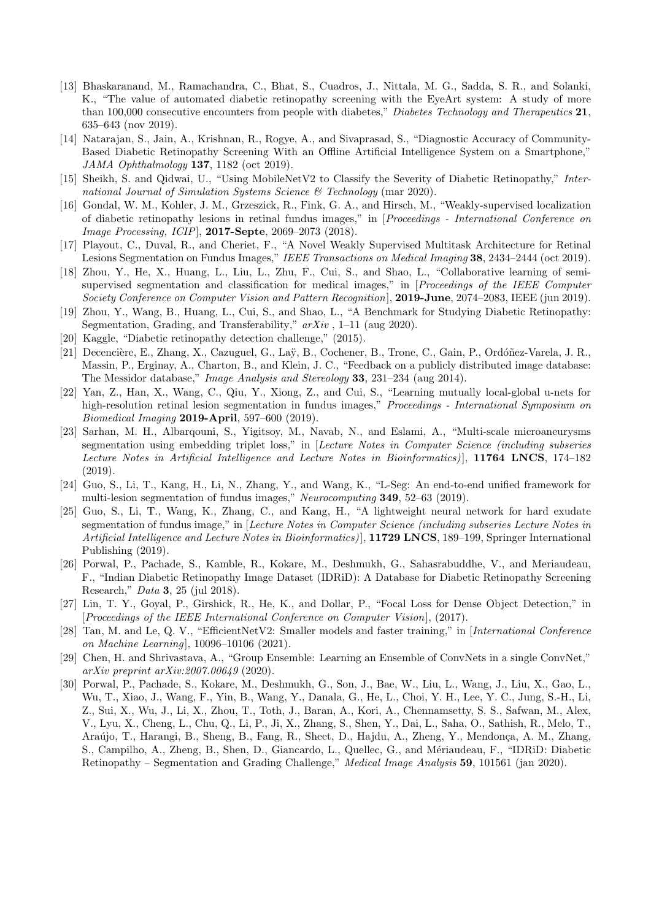[13] Bhaskaranand, M., Ramachandra, C., Bhat, S., Cuadros, J., Nittala, M. G., Sadda, S. R., and Solanki, K., "The value of automated diabetic retinopathy screening with the EyeArt system: A study of more than 100,000 consecutive encounters from people with diabetes," *Diabetes Technology and Therapeutics* **21**, 635–643 (nov 2019).

[14] Natarajan, S., Jain, A., Krishnan, R., Rogye, A., and Sivaprasad, S., "Diagnostic Accuracy of Community-Based Diabetic Retinopathy Screening With an Offline Artificial Intelligence System on a Smartphone," *JAMA Ophthalmology* **137**, 1182 (oct 2019).

[15] Sheikh, S. and Qidwai, U., "Using MobileNetV2 to Classify the Severity of Diabetic Retinopathy," *International Journal of Simulation Systems Science & Technology* (mar 2020).

[16] Gondal, W. M., Kohler, J. M., Grzeszick, R., Fink, G. A., and Hirsch, M., "Weakly-supervised localization of diabetic retinopathy lesions in retinal fundus images," in [*Proceedings - International Conference on Image Processing, ICIP*], **2017-Septe**, 2069–2073 (2018).

[17] Playout, C., Duval, R., and Cheriet, F., "A Novel Weakly Supervised Multitask Architecture for Retinal Lesions Segmentation on Fundus Images," *IEEE Transactions on Medical Imaging* **38**, 2434–2444 (oct 2019).

[18] Zhou, Y., He, X., Huang, L., Liu, L., Zhu, F., Cui, S., and Shao, L., "Collaborative learning of semi-supervised segmentation and classification for medical images," in [*Proceedings of the IEEE Computer Society Conference on Computer Vision and Pattern Recognition*], **2019-June**, 2074–2083, IEEE (jun 2019).

[19] Zhou, Y., Wang, B., Huang, L., Cui, S., and Shao, L., "A Benchmark for Studying Diabetic Retinopathy: Segmentation, Grading, and Transferability," *arXiv* , 1–11 (aug 2020).

[20] Kaggle, "Diabetic retinopathy detection challenge," (2015).

[21] Decencière, E., Zhang, X., Cazuguel, G., Laÿ, B., Cochener, B., Trone, C., Gain, P., Ordóñez-Varela, J. R., Massin, P., Erginay, A., Charton, B., and Klein, J. C., "Feedback on a publicly distributed image database: The Messidor database," *Image Analysis and Stereology* **33**, 231–234 (aug 2014).

[22] Yan, Z., Han, X., Wang, C., Qiu, Y., Xiong, Z., and Cui, S., "Learning mutually local-global u-nets for high-resolution retinal lesion segmentation in fundus images," *Proceedings - International Symposium on Biomedical Imaging* **2019-April**, 597–600 (2019).

[23] Sarhan, M. H., Albarqouni, S., Yigitsoy, M., Navab, N., and Eslami, A., "Multi-scale microaneurysms segmentation using embedding triplet loss," in [*Lecture Notes in Computer Science (including subseries Lecture Notes in Artificial Intelligence and Lecture Notes in Bioinformatics)*], **11764 LNCS**, 174–182 (2019).

[24] Guo, S., Li, T., Kang, H., Li, N., Zhang, Y., and Wang, K., "L-Seg: An end-to-end unified framework for multi-lesion segmentation of fundus images," *Neurocomputing* **349**, 52–63 (2019).

[25] Guo, S., Li, T., Wang, K., Zhang, C., and Kang, H., "A lightweight neural network for hard exudate segmentation of fundus image," in [*Lecture Notes in Computer Science (including subseries Lecture Notes in Artificial Intelligence and Lecture Notes in Bioinformatics)*], **11729 LNCS**, 189–199, Springer International Publishing (2019).

[26] Porwal, P., Pachade, S., Kamble, R., Kokare, M., Deshmukh, G., Sahasrabuddhe, V., and Meriaudeau, F., "Indian Diabetic Retinopathy Image Dataset (IDRiD): A Database for Diabetic Retinopathy Screening Research," *Data* **3**, 25 (jul 2018).

[27] Lin, T. Y., Goyal, P., Girshick, R., He, K., and Dollar, P., "Focal Loss for Dense Object Detection," in [*Proceedings of the IEEE International Conference on Computer Vision*], (2017).

[28] Tan, M. and Le, Q. V., "EfficientNetV2: Smaller models and faster training," in [*International Conference on Machine Learning*], 10096–10106 (2021).

[29] Chen, H. and Shrivastava, A., "Group Ensemble: Learning an Ensemble of ConvNets in a single ConvNet," *arXiv preprint arXiv:2007.00649* (2020).

[30] Porwal, P., Pachade, S., Kokare, M., Deshmukh, G., Son, J., Bae, W., Liu, L., Wang, J., Liu, X., Gao, L., Wu, T., Xiao, J., Wang, F., Yin, B., Wang, Y., Danala, G., He, L., Choi, Y. H., Lee, Y. C., Jung, S.-H., Li, Z., Sui, X., Wu, J., Li, X., Zhou, T., Toth, J., Baran, A., Kori, A., Chennamsetty, S. S., Safwan, M., Alex, V., Lyu, X., Cheng, L., Chu, Q., Li, P., Ji, X., Zhang, S., Shen, Y., Dai, L., Saha, O., Sathish, R., Melo, T., Araújo, T., Harangi, B., Sheng, B., Fang, R., Sheet, D., Hajdu, A., Zheng, Y., Mendonça, A. M., Zhang, S., Campilho, A., Zheng, B., Shen, D., Giancardo, L., Quellec, G., and Mériaudeau, F., "IDRiD: Diabetic Retinopathy – Segmentation and Grading Challenge," *Medical Image Analysis* **59**, 101561 (jan 2020).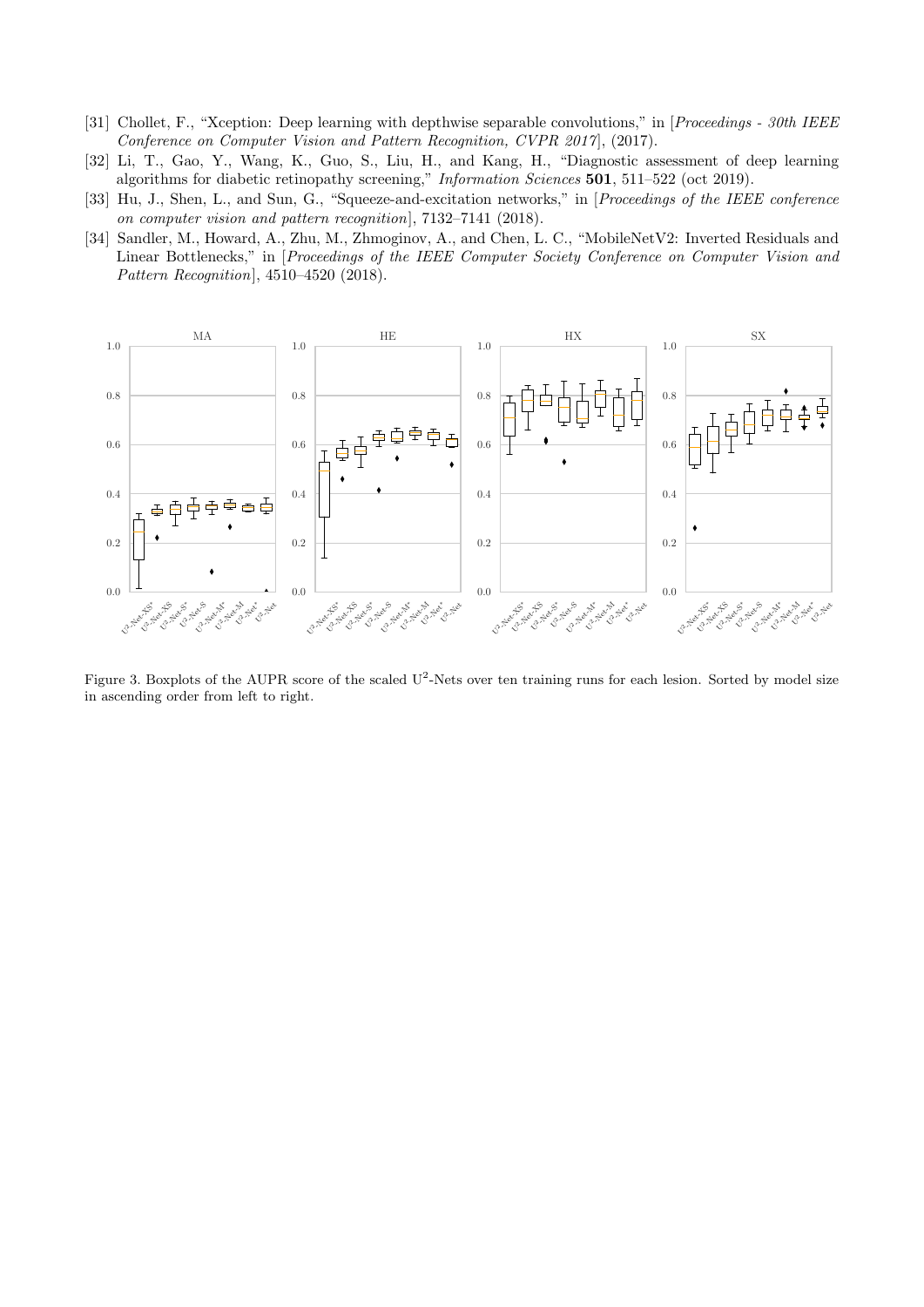[31] Chollet, F., "Xception: Deep learning with depthwise separable convolutions," in [*Proceedings - 30th IEEE Conference on Computer Vision and Pattern Recognition, CVPR 2017*], (2017).

[32] Li, T., Gao, Y., Wang, K., Guo, S., Liu, H., and Kang, H., "Diagnostic assessment of deep learning algorithms for diabetic retinopathy screening," *Information Sciences* **501**, 511–522 (oct 2019).

[33] Hu, J., Shen, L., and Sun, G., "Squeeze-and-excitation networks," in [*Proceedings of the IEEE conference on computer vision and pattern recognition*], 7132–7141 (2018).

[34] Sandler, M., Howard, A., Zhu, M., Zhmoginov, A., and Chen, L. C., "MobileNetV2: Inverted Residuals and Linear Bottlenecks," in [*Proceedings of the IEEE Computer Society Conference on Computer Vision and Pattern Recognition*], 4510–4520 (2018).

Figure 3. Boxplots of the AUPR score of the scaled U$^2$-Nets over ten training runs for each lesion. Sorted by model size in ascending order from left to right.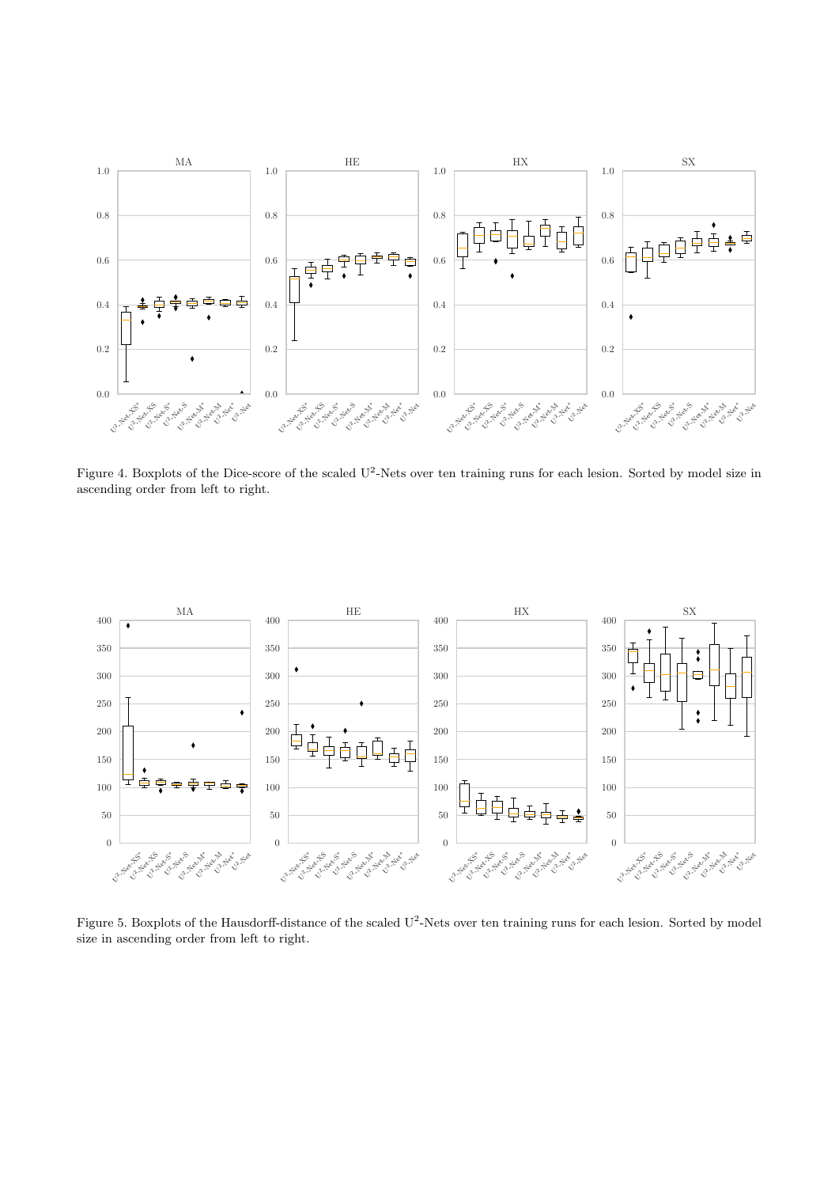MA

HE

HX

SX

1.0
0.8
0.6
0.4
0.2
0.0

$U^2$-Net-XS*
$U^2$-Net-XS
$U^2$-Net-S*
$U^2$-Net-S
$U^2$-Net-M*
$U^2$-Net-M
$U^2$-Net*
$U^2$-Net

Figure 4. Boxplots of the Dice-score of the scaled $U^2$-Nets over ten training runs for each lesion. Sorted by model size in ascending order from left to right.

MA

HE

HX

SX

400
350
300
250
200
150
100
50
0

$U^2$-Net-XS*
$U^2$-Net-XS
$U^2$-Net-S*
$U^2$-Net-S
$U^2$-Net-M*
$U^2$-Net-M
$U^2$-Net*
$U^2$-Net

Figure 5. Boxplots of the Hausdorff-distance of the scaled $U^2$-Nets over ten training runs for each lesion. Sorted by model size in ascending order from left to right.